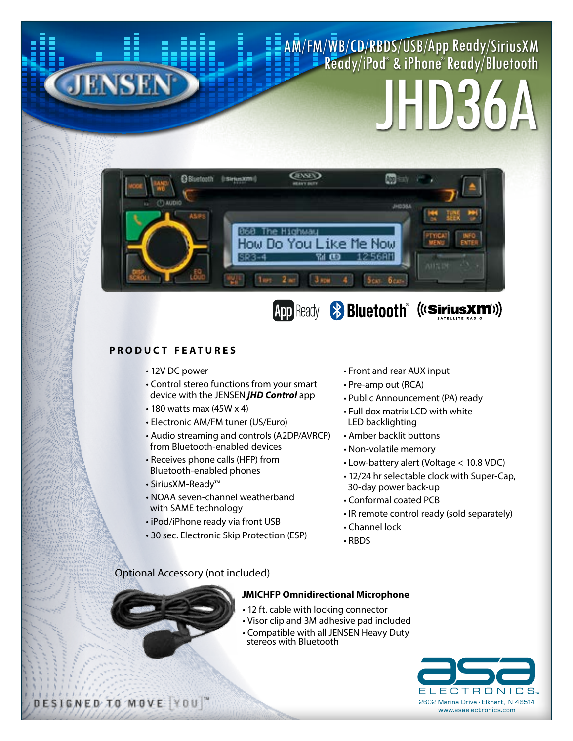# AM/FM/WB/CD/RBDS/USB/App Ready/SiriusXM Ready/iPod® & iPhone® Ready/Bluetooth

# JHD36A

App Ready Bluetooth® SiriusXM Satellite Radio

## PRODUCT FEATURES

- 12V DC power
- Control stereo functions from your smart device with the JENSEN ***jHD Control*** app
- 180 watts max (45W x 4)
- Electronic AM/FM tuner (US/Euro)
- Audio streaming and controls (A2DP/AVRCP) from Bluetooth-enabled devices
- Receives phone calls (HFP) from Bluetooth-enabled phones
- SiriusXM-Ready™
- NOAA seven-channel weatherband with SAME technology
- iPod/iPhone ready via front USB
- 30 sec. Electronic Skip Protection (ESP)
- Front and rear AUX input
- Pre-amp out (RCA)
- Public Announcement (PA) ready
- Full dox matrix LCD with white LED backlighting
- Amber backlit buttons
- Non-volatile memory
- Low-battery alert (Voltage < 10.8 VDC)
- 12/24 hr selectable clock with Super-Cap, 30-day power back-up
- Conformal coated PCB
- IR remote control ready (sold separately)
- Channel lock
- RBDS

Optional Accessory (not included)

**JMICHFP Omnidirectional Microphone**

- 12 ft. cable with locking connector
- Visor clip and 3M adhesive pad included
- Compatible with all JENSEN Heavy Duty stereos with Bluetooth

DESIGNED TO MOVE [YOU]™

asa ELECTRONICS™
2602 Marina Drive • Elkhart, IN 46514
www.asaelectronics.com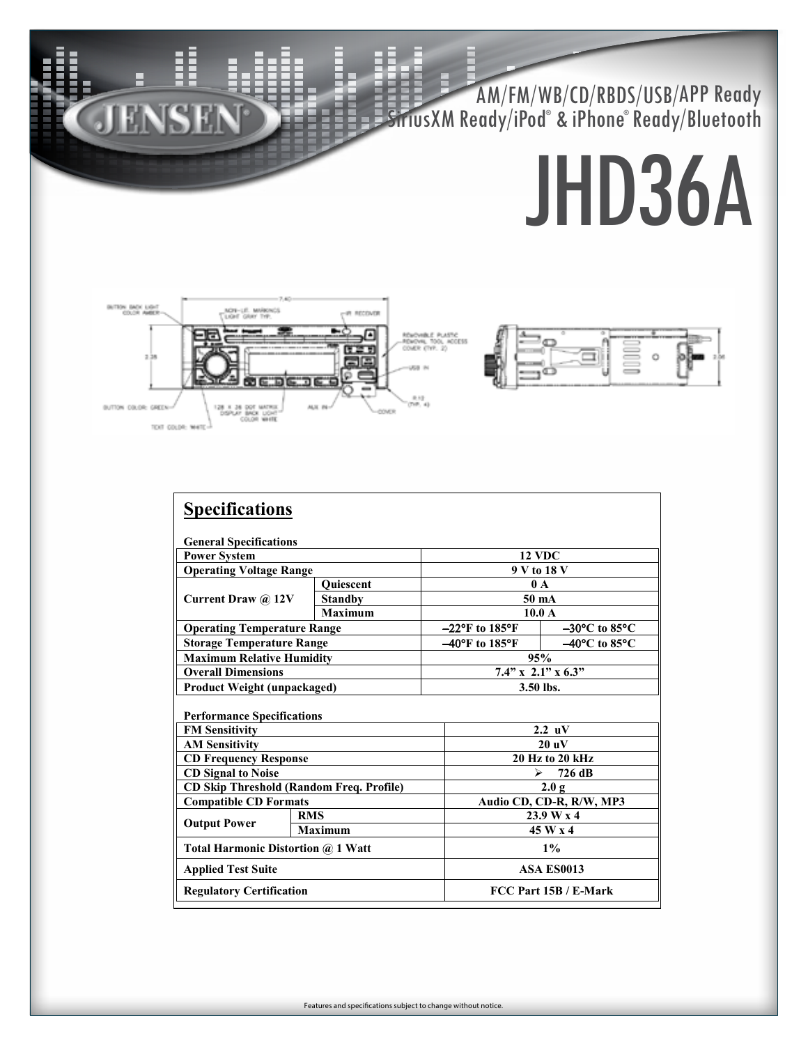AM/FM/WB/CD/RBDS/USB/APP Ready
SiriusXM Ready/iPod® & iPhone® Ready/Bluetooth

# JHD36A

## Specifications

**General Specifications**

| | | | |
|---|---|---|---|
| **Power System** | | **12 VDC** | |
| **Operating Voltage Range** | | **9 V to 18 V** | |
| **Current Draw @ 12V** | **Quiescent** | **0 A** | |
| | **Standby** | **50 mA** | |
| | **Maximum** | **10.0 A** | |
| **Operating Temperature Range** | | **–22°F to 185°F** | **–30°C to 85°C** |
| **Storage Temperature Range** | | **–40°F to 185°F** | **–40°C to 85°C** |
| **Maximum Relative Humidity** | | **95%** | |
| **Overall Dimensions** | | **7.4” x 2.1” x 6.3”** | |
| **Product Weight (unpackaged)** | | **3.50 lbs.** | |

**Performance Specifications**

| | | |
|---|---|---|
| **FM Sensitivity** | | **2.2 uV** |
| **AM Sensitivity** | | **20 uV** |
| **CD Frequency Response** | | **20 Hz to 20 kHz** |
| **CD Signal to Noise** | | **➢ 726 dB** |
| **CD Skip Threshold (Random Freq. Profile)** | | **2.0 g** |
| **Compatible CD Formats** | | **Audio CD, CD-R, R/W, MP3** |
| **Output Power** | **RMS** | **23.9 W x 4** |
| | **Maximum** | **45 W x 4** |
| **Total Harmonic Distortion @ 1 Watt** | | **1%** |
| **Applied Test Suite** | | **ASA ES0013** |
| **Regulatory Certification** | | **FCC Part 15B / E-Mark** |

Features and specifications subject to change without notice.